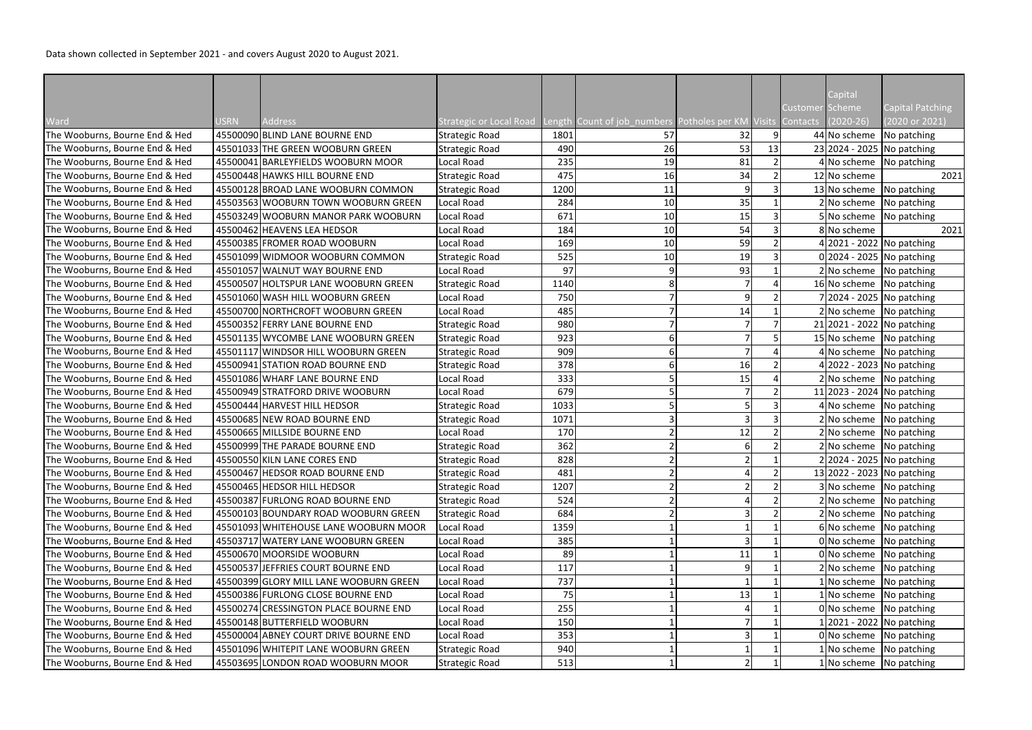Data shown collected in September 2021 - and covers August 2020 to August 2021.

| Ward | USRN | Address | Strategic or Local Road | Length | Count of job_numbers | Potholes per KM | Visits | Customer Contacts | Capital Scheme (2020-26) | Capital Patching (2020 or 2021) |
|---|---|---|---|---|---|---|---|---|---|---|
| The Wooburns, Bourne End & Hed | 45500090 | BLIND LANE BOURNE END | Strategic Road | 1801 | 57 | 32 | 9 | 44 | No scheme | No patching |
| The Wooburns, Bourne End & Hed | 45501033 | THE GREEN WOOBURN GREEN | Strategic Road | 490 | 26 | 53 | 13 | 23 | 2024 - 2025 | No patching |
| The Wooburns, Bourne End & Hed | 45500041 | BARLEYFIELDS WOOBURN MOOR | Local Road | 235 | 19 | 81 | 2 | 4 | No scheme | No patching |
| The Wooburns, Bourne End & Hed | 45500448 | HAWKS HILL BOURNE END | Strategic Road | 475 | 16 | 34 | 2 | 12 | No scheme | 2021 |
| The Wooburns, Bourne End & Hed | 45500128 | BROAD LANE WOOBURN COMMON | Strategic Road | 1200 | 11 | 9 | 3 | 13 | No scheme | No patching |
| The Wooburns, Bourne End & Hed | 45503563 | WOOBURN TOWN WOOBURN GREEN | Local Road | 284 | 10 | 35 | 1 | 2 | No scheme | No patching |
| The Wooburns, Bourne End & Hed | 45503249 | WOOBURN MANOR PARK WOOBURN | Local Road | 671 | 10 | 15 | 3 | 5 | No scheme | No patching |
| The Wooburns, Bourne End & Hed | 45500462 | HEAVENS LEA HEDSOR | Local Road | 184 | 10 | 54 | 3 | 8 | No scheme | 2021 |
| The Wooburns, Bourne End & Hed | 45500385 | FROMER ROAD WOOBURN | Local Road | 169 | 10 | 59 | 2 | 4 | 2021 - 2022 | No patching |
| The Wooburns, Bourne End & Hed | 45501099 | WIDMOOR WOOBURN COMMON | Strategic Road | 525 | 10 | 19 | 3 | 0 | 2024 - 2025 | No patching |
| The Wooburns, Bourne End & Hed | 45501057 | WALNUT WAY BOURNE END | Local Road | 97 | 9 | 93 | 1 | 2 | No scheme | No patching |
| The Wooburns, Bourne End & Hed | 45500507 | HOLTSPUR LANE WOOBURN GREEN | Strategic Road | 1140 | 8 | 7 | 4 | 16 | No scheme | No patching |
| The Wooburns, Bourne End & Hed | 45501060 | WASH HILL WOOBURN GREEN | Local Road | 750 | 7 | 9 | 2 | 7 | 2024 - 2025 | No patching |
| The Wooburns, Bourne End & Hed | 45500700 | NORTHCROFT WOOBURN GREEN | Local Road | 485 | 7 | 14 | 1 | 2 | No scheme | No patching |
| The Wooburns, Bourne End & Hed | 45500352 | FERRY LANE BOURNE END | Strategic Road | 980 | 7 | 7 | 7 | 21 | 2021 - 2022 | No patching |
| The Wooburns, Bourne End & Hed | 45501135 | WYCOMBE LANE WOOBURN GREEN | Strategic Road | 923 | 6 | 7 | 5 | 15 | No scheme | No patching |
| The Wooburns, Bourne End & Hed | 45501117 | WINDSOR HILL WOOBURN GREEN | Strategic Road | 909 | 6 | 7 | 4 | 4 | No scheme | No patching |
| The Wooburns, Bourne End & Hed | 45500941 | STATION ROAD BOURNE END | Strategic Road | 378 | 6 | 16 | 2 | 4 | 2022 - 2023 | No patching |
| The Wooburns, Bourne End & Hed | 45501086 | WHARF LANE BOURNE END | Local Road | 333 | 5 | 15 | 4 | 2 | No scheme | No patching |
| The Wooburns, Bourne End & Hed | 45500949 | STRATFORD DRIVE WOOBURN | Local Road | 679 | 5 | 7 | 2 | 11 | 2023 - 2024 | No patching |
| The Wooburns, Bourne End & Hed | 45500444 | HARVEST HILL HEDSOR | Strategic Road | 1033 | 5 | 5 | 3 | 4 | No scheme | No patching |
| The Wooburns, Bourne End & Hed | 45500685 | NEW ROAD BOURNE END | Strategic Road | 1071 | 3 | 3 | 3 | 2 | No scheme | No patching |
| The Wooburns, Bourne End & Hed | 45500665 | MILLSIDE BOURNE END | Local Road | 170 | 2 | 12 | 2 | 2 | No scheme | No patching |
| The Wooburns, Bourne End & Hed | 45500999 | THE PARADE BOURNE END | Strategic Road | 362 | 2 | 6 | 2 | 2 | No scheme | No patching |
| The Wooburns, Bourne End & Hed | 45500550 | KILN LANE CORES END | Strategic Road | 828 | 2 | 2 | 1 | 2 | 2024 - 2025 | No patching |
| The Wooburns, Bourne End & Hed | 45500467 | HEDSOR ROAD BOURNE END | Strategic Road | 481 | 2 | 4 | 2 | 13 | 2022 - 2023 | No patching |
| The Wooburns, Bourne End & Hed | 45500465 | HEDSOR HILL HEDSOR | Strategic Road | 1207 | 2 | 2 | 2 | 3 | No scheme | No patching |
| The Wooburns, Bourne End & Hed | 45500387 | FURLONG ROAD BOURNE END | Strategic Road | 524 | 2 | 4 | 2 | 2 | No scheme | No patching |
| The Wooburns, Bourne End & Hed | 45500103 | BOUNDARY ROAD WOOBURN GREEN | Strategic Road | 684 | 2 | 3 | 2 | 2 | No scheme | No patching |
| The Wooburns, Bourne End & Hed | 45501093 | WHITEHOUSE LANE WOOBURN MOOR | Local Road | 1359 | 1 | 1 | 1 | 6 | No scheme | No patching |
| The Wooburns, Bourne End & Hed | 45503717 | WATERY LANE WOOBURN GREEN | Local Road | 385 | 1 | 3 | 1 | 0 | No scheme | No patching |
| The Wooburns, Bourne End & Hed | 45500670 | MOORSIDE WOOBURN | Local Road | 89 | 1 | 11 | 1 | 0 | No scheme | No patching |
| The Wooburns, Bourne End & Hed | 45500537 | JEFFRIES COURT BOURNE END | Local Road | 117 | 1 | 9 | 1 | 2 | No scheme | No patching |
| The Wooburns, Bourne End & Hed | 45500399 | GLORY MILL LANE WOOBURN GREEN | Local Road | 737 | 1 | 1 | 1 | 1 | No scheme | No patching |
| The Wooburns, Bourne End & Hed | 45500386 | FURLONG CLOSE BOURNE END | Local Road | 75 | 1 | 13 | 1 | 1 | No scheme | No patching |
| The Wooburns, Bourne End & Hed | 45500274 | CRESSINGTON PLACE BOURNE END | Local Road | 255 | 1 | 4 | 1 | 0 | No scheme | No patching |
| The Wooburns, Bourne End & Hed | 45500148 | BUTTERFIELD WOOBURN | Local Road | 150 | 1 | 7 | 1 | 1 | 2021 - 2022 | No patching |
| The Wooburns, Bourne End & Hed | 45500004 | ABNEY COURT DRIVE BOURNE END | Local Road | 353 | 1 | 3 | 1 | 0 | No scheme | No patching |
| The Wooburns, Bourne End & Hed | 45501096 | WHITEPIT LANE WOOBURN GREEN | Strategic Road | 940 | 1 | 1 | 1 | 1 | No scheme | No patching |
| The Wooburns, Bourne End & Hed | 45503695 | LONDON ROAD WOOBURN MOOR | Strategic Road | 513 | 1 | 2 | 1 | 1 | No scheme | No patching |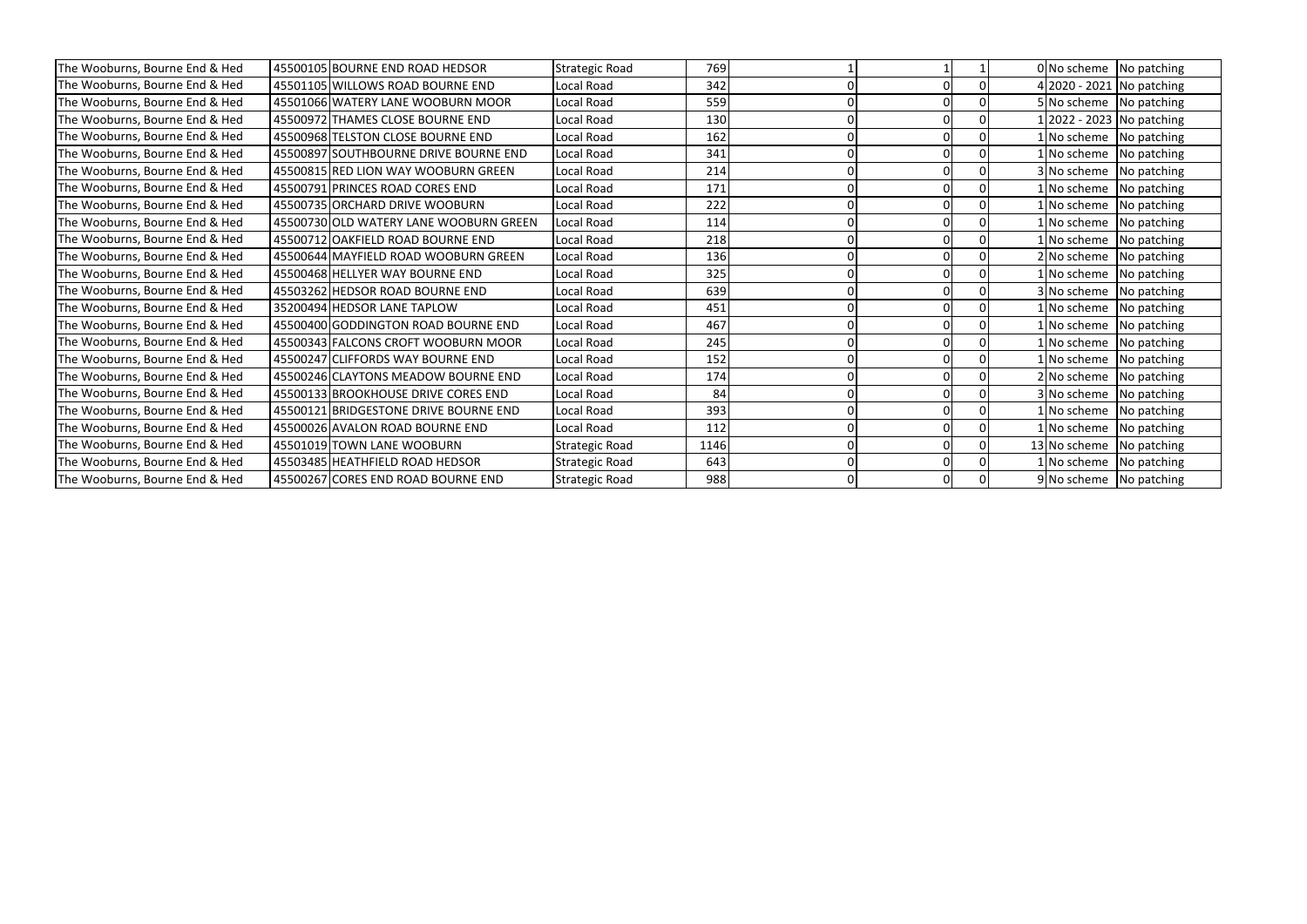| | | | | | | | | | |
|---|---|---|---|---|---|---|---|---|---|
| The Wooburns, Bourne End & Hed | 45500105 | BOURNE END ROAD HEDSOR | Strategic Road | 769 | 1 | 1 | 1 | 0 | No scheme | No patching |
| The Wooburns, Bourne End & Hed | 45501105 | WILLOWS ROAD BOURNE END | Local Road | 342 | 0 | 0 | 0 | 4 | 2020 - 2021 | No patching |
| The Wooburns, Bourne End & Hed | 45501066 | WATERY LANE WOOBURN MOOR | Local Road | 559 | 0 | 0 | 0 | 5 | No scheme | No patching |
| The Wooburns, Bourne End & Hed | 45500972 | THAMES CLOSE BOURNE END | Local Road | 130 | 0 | 0 | 0 | 1 | 2022 - 2023 | No patching |
| The Wooburns, Bourne End & Hed | 45500968 | TELSTON CLOSE BOURNE END | Local Road | 162 | 0 | 0 | 0 | 1 | No scheme | No patching |
| The Wooburns, Bourne End & Hed | 45500897 | SOUTHBOURNE DRIVE BOURNE END | Local Road | 341 | 0 | 0 | 0 | 1 | No scheme | No patching |
| The Wooburns, Bourne End & Hed | 45500815 | RED LION WAY WOOBURN GREEN | Local Road | 214 | 0 | 0 | 0 | 3 | No scheme | No patching |
| The Wooburns, Bourne End & Hed | 45500791 | PRINCES ROAD CORES END | Local Road | 171 | 0 | 0 | 0 | 1 | No scheme | No patching |
| The Wooburns, Bourne End & Hed | 45500735 | ORCHARD DRIVE WOOBURN | Local Road | 222 | 0 | 0 | 0 | 1 | No scheme | No patching |
| The Wooburns, Bourne End & Hed | 45500730 | OLD WATERY LANE WOOBURN GREEN | Local Road | 114 | 0 | 0 | 0 | 1 | No scheme | No patching |
| The Wooburns, Bourne End & Hed | 45500712 | OAKFIELD ROAD BOURNE END | Local Road | 218 | 0 | 0 | 0 | 1 | No scheme | No patching |
| The Wooburns, Bourne End & Hed | 45500644 | MAYFIELD ROAD WOOBURN GREEN | Local Road | 136 | 0 | 0 | 0 | 2 | No scheme | No patching |
| The Wooburns, Bourne End & Hed | 45500468 | HELLYER WAY BOURNE END | Local Road | 325 | 0 | 0 | 0 | 1 | No scheme | No patching |
| The Wooburns, Bourne End & Hed | 45503262 | HEDSOR ROAD BOURNE END | Local Road | 639 | 0 | 0 | 0 | 3 | No scheme | No patching |
| The Wooburns, Bourne End & Hed | 35200494 | HEDSOR LANE TAPLOW | Local Road | 451 | 0 | 0 | 0 | 1 | No scheme | No patching |
| The Wooburns, Bourne End & Hed | 45500400 | GODDINGTON ROAD BOURNE END | Local Road | 467 | 0 | 0 | 0 | 1 | No scheme | No patching |
| The Wooburns, Bourne End & Hed | 45500343 | FALCONS CROFT WOOBURN MOOR | Local Road | 245 | 0 | 0 | 0 | 1 | No scheme | No patching |
| The Wooburns, Bourne End & Hed | 45500247 | CLIFFORDS WAY BOURNE END | Local Road | 152 | 0 | 0 | 0 | 1 | No scheme | No patching |
| The Wooburns, Bourne End & Hed | 45500246 | CLAYTONS MEADOW BOURNE END | Local Road | 174 | 0 | 0 | 0 | 2 | No scheme | No patching |
| The Wooburns, Bourne End & Hed | 45500133 | BROOKHOUSE DRIVE CORES END | Local Road | 84 | 0 | 0 | 0 | 3 | No scheme | No patching |
| The Wooburns, Bourne End & Hed | 45500121 | BRIDGESTONE DRIVE BOURNE END | Local Road | 393 | 0 | 0 | 0 | 1 | No scheme | No patching |
| The Wooburns, Bourne End & Hed | 45500026 | AVALON ROAD BOURNE END | Local Road | 112 | 0 | 0 | 0 | 1 | No scheme | No patching |
| The Wooburns, Bourne End & Hed | 45501019 | TOWN LANE WOOBURN | Strategic Road | 1146 | 0 | 0 | 0 | 13 | No scheme | No patching |
| The Wooburns, Bourne End & Hed | 45503485 | HEATHFIELD ROAD HEDSOR | Strategic Road | 643 | 0 | 0 | 0 | 1 | No scheme | No patching |
| The Wooburns, Bourne End & Hed | 45500267 | CORES END ROAD BOURNE END | Strategic Road | 988 | 0 | 0 | 0 | 9 | No scheme | No patching |